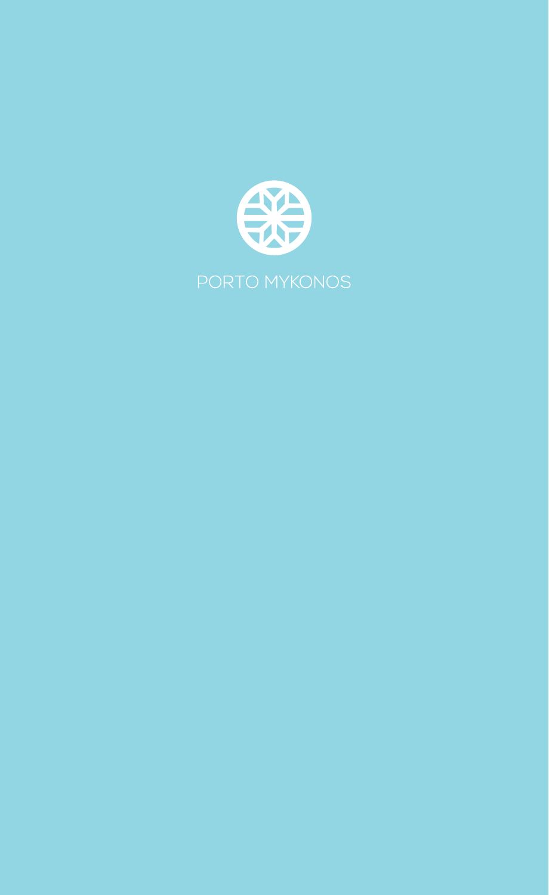# PORTO MYKONOS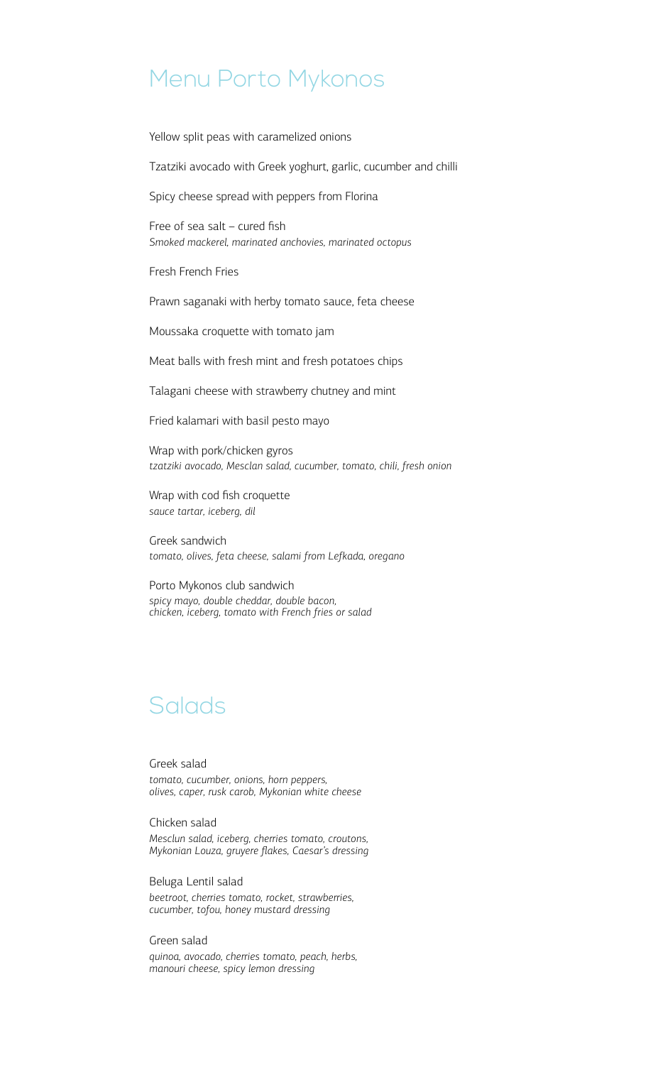# Menu Porto Mykonos

Yellow split peas with caramelized onions

Tzatziki avocado with Greek yoghurt, garlic, cucumber and chilli

Spicy cheese spread with peppers from Florina

Free of sea salt – cured fish
*Smoked mackerel, marinated anchovies, marinated octopus*

Fresh French Fries

Prawn saganaki with herby tomato sauce, feta cheese

Moussaka croquette with tomato jam

Meat balls with fresh mint and fresh potatoes chips

Talagani cheese with strawberry chutney and mint

Fried kalamari with basil pesto mayo

Wrap with pork/chicken gyros
*tzatziki avocado, Mesclan salad, cucumber, tomato, chili, fresh onion*

Wrap with cod fish croquette
*sauce tartar, iceberg, dil*

Greek sandwich
*tomato, olives, feta cheese, salami from Lefkada, oregano*

Porto Mykonos club sandwich
*spicy mayo, double cheddar, double bacon,
chicken, iceberg, tomato with French fries or salad*

# Salads

Greek salad
*tomato, cucumber, onions, horn peppers,
olives, caper, rusk carob, Mykonian white cheese*

Chicken salad
*Mesclun salad, iceberg, cherries tomato, croutons,
Mykonian Louza, gruyere flakes, Caesar's dressing*

Beluga Lentil salad
*beetroot, cherries tomato, rocket, strawberries,
cucumber, tofou, honey mustard dressing*

Green salad
*quinoa, avocado, cherries tomato, peach, herbs,
manouri cheese, spicy lemon dressing*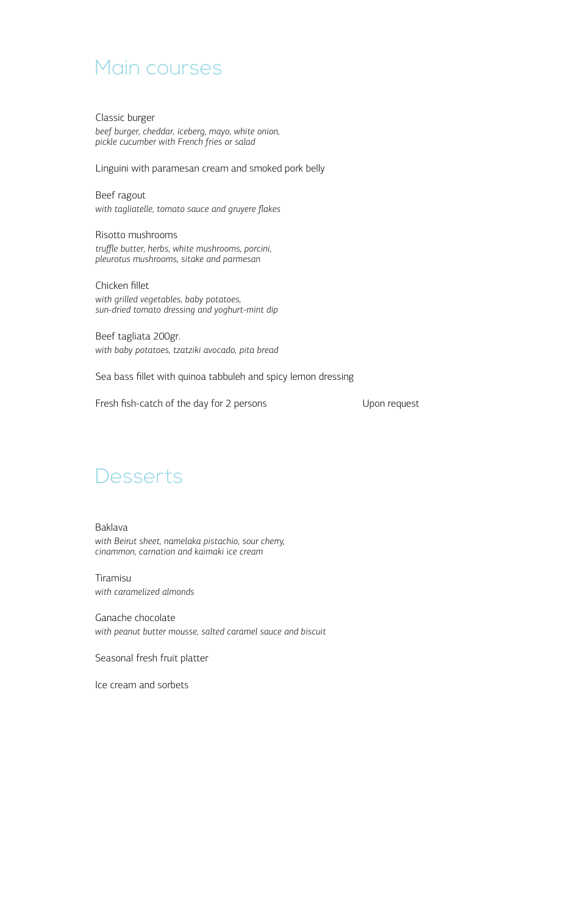## Main courses

Classic burger
*beef burger, cheddar, iceberg, mayo, white onion, pickle cucumber with French fries or salad*

Linguini with paramesan cream and smoked pork belly

Beef ragout
*with tagliatelle, tomato sauce and gruyere flakes*

Risotto mushrooms
*truffle butter, herbs, white mushrooms, porcini, pleurotus mushrooms, sitake and parmesan*

Chicken fillet
*with grilled vegetables, baby potatoes, sun-dried tomato dressing and yoghurt-mint dip*

Beef tagliata 200gr.
*with baby potatoes, tzatziki avocado, pita bread*

Sea bass fillet with quinoa tabbuleh and spicy lemon dressing

Fresh fish-catch of the day for 2 persons — Upon request

## Desserts

Baklava
*with Beirut sheet, namelaka pistachio, sour cherry, cinammon, carnation and kaimaki ice cream*

Tiramisu
*with caramelized almonds*

Ganache chocolate
*with peanut butter mousse, salted caramel sauce and biscuit*

Seasonal fresh fruit platter

Ice cream and sorbets